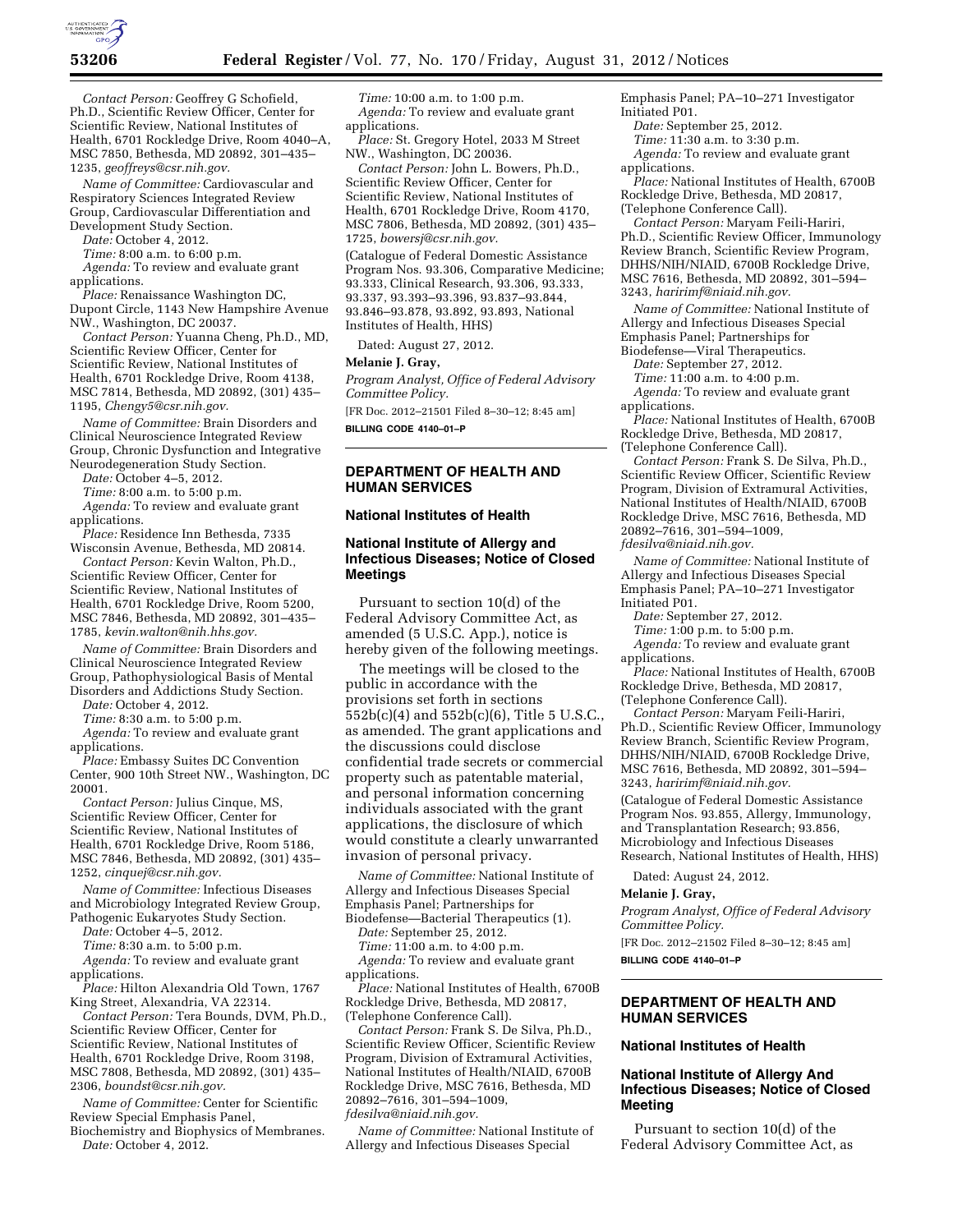*Contact Person:* Geoffrey G Schofield, Ph.D., Scientific Review Officer, Center for Scientific Review, National Institutes of Health, 6701 Rockledge Drive, Room 4040–A, MSC 7850, Bethesda, MD 20892, 301–435–1235, *geoffreys@csr.nih.gov.*

*Name of Committee:* Cardiovascular and Respiratory Sciences Integrated Review Group, Cardiovascular Differentiation and Development Study Section.

*Date:* October 4, 2012.

*Time:* 8:00 a.m. to 6:00 p.m.

*Agenda:* To review and evaluate grant applications.

*Place:* Renaissance Washington DC, Dupont Circle, 1143 New Hampshire Avenue NW., Washington, DC 20037.

*Contact Person:* Yuanna Cheng, Ph.D., MD, Scientific Review Officer, Center for Scientific Review, National Institutes of Health, 6701 Rockledge Drive, Room 4138, MSC 7814, Bethesda, MD 20892, (301) 435–1195, *Chengy5@csr.nih.gov.*

*Name of Committee:* Brain Disorders and Clinical Neuroscience Integrated Review Group, Chronic Dysfunction and Integrative Neurodegeneration Study Section.

*Date:* October 4–5, 2012.

*Time:* 8:00 a.m. to 5:00 p.m.

*Agenda:* To review and evaluate grant applications.

*Place:* Residence Inn Bethesda, 7335 Wisconsin Avenue, Bethesda, MD 20814.

*Contact Person:* Kevin Walton, Ph.D., Scientific Review Officer, Center for Scientific Review, National Institutes of Health, 6701 Rockledge Drive, Room 5200, MSC 7846, Bethesda, MD 20892, 301–435–1785, *kevin.walton@nih.hhs.gov.*

*Name of Committee:* Brain Disorders and Clinical Neuroscience Integrated Review Group, Pathophysiological Basis of Mental Disorders and Addictions Study Section.

*Date:* October 4, 2012.

*Time:* 8:30 a.m. to 5:00 p.m.

*Agenda:* To review and evaluate grant applications.

*Place:* Embassy Suites DC Convention Center, 900 10th Street NW., Washington, DC 20001.

*Contact Person:* Julius Cinque, MS, Scientific Review Officer, Center for Scientific Review, National Institutes of Health, 6701 Rockledge Drive, Room 5186, MSC 7846, Bethesda, MD 20892, (301) 435–1252, *cinquej@csr.nih.gov.*

*Name of Committee:* Infectious Diseases and Microbiology Integrated Review Group, Pathogenic Eukaryotes Study Section.

*Date:* October 4–5, 2012.

*Time:* 8:30 a.m. to 5:00 p.m.

*Agenda:* To review and evaluate grant applications.

*Place:* Hilton Alexandria Old Town, 1767 King Street, Alexandria, VA 22314.

*Contact Person:* Tera Bounds, DVM, Ph.D., Scientific Review Officer, Center for Scientific Review, National Institutes of Health, 6701 Rockledge Drive, Room 3198, MSC 7808, Bethesda, MD 20892, (301) 435–2306, *boundst@csr.nih.gov.*

*Name of Committee:* Center for Scientific Review Special Emphasis Panel, Biochemistry and Biophysics of Membranes.

*Date:* October 4, 2012.

*Time:* 10:00 a.m. to 1:00 p.m.

*Agenda:* To review and evaluate grant applications.

*Place:* St. Gregory Hotel, 2033 M Street NW., Washington, DC 20036.

*Contact Person:* John L. Bowers, Ph.D., Scientific Review Officer, Center for Scientific Review, National Institutes of Health, 6701 Rockledge Drive, Room 4170, MSC 7806, Bethesda, MD 20892, (301) 435–1725, *bowersj@csr.nih.gov.*

(Catalogue of Federal Domestic Assistance Program Nos. 93.306, Comparative Medicine; 93.333, Clinical Research, 93.306, 93.333, 93.337, 93.393–93.396, 93.837–93.844, 93.846–93.878, 93.892, 93.893, National Institutes of Health, HHS)

Dated: August 27, 2012.

**Melanie J. Gray,**

*Program Analyst, Office of Federal Advisory Committee Policy.*

[FR Doc. 2012–21501 Filed 8–30–12; 8:45 am]

**BILLING CODE 4140–01–P**

## DEPARTMENT OF HEALTH AND HUMAN SERVICES

### National Institutes of Health

### National Institute of Allergy and Infectious Diseases; Notice of Closed Meetings

Pursuant to section 10(d) of the Federal Advisory Committee Act, as amended (5 U.S.C. App.), notice is hereby given of the following meetings.

The meetings will be closed to the public in accordance with the provisions set forth in sections 552b(c)(4) and 552b(c)(6), Title 5 U.S.C., as amended. The grant applications and the discussions could disclose confidential trade secrets or commercial property such as patentable material, and personal information concerning individuals associated with the grant applications, the disclosure of which would constitute a clearly unwarranted invasion of personal privacy.

*Name of Committee:* National Institute of Allergy and Infectious Diseases Special Emphasis Panel; Partnerships for Biodefense—Bacterial Therapeutics (1).

*Date:* September 25, 2012.

*Time:* 11:00 a.m. to 4:00 p.m.

*Agenda:* To review and evaluate grant applications.

*Place:* National Institutes of Health, 6700B Rockledge Drive, Bethesda, MD 20817, (Telephone Conference Call).

*Contact Person:* Frank S. De Silva, Ph.D., Scientific Review Officer, Scientific Review Program, Division of Extramural Activities, National Institutes of Health/NIAID, 6700B Rockledge Drive, MSC 7616, Bethesda, MD 20892–7616, 301–594–1009, *fdesilva@niaid.nih.gov.*

*Name of Committee:* National Institute of Allergy and Infectious Diseases Special Emphasis Panel; PA–10–271 Investigator Initiated P01.

*Date:* September 25, 2012.

*Time:* 11:30 a.m. to 3:30 p.m.

*Agenda:* To review and evaluate grant applications.

*Place:* National Institutes of Health, 6700B Rockledge Drive, Bethesda, MD 20817, (Telephone Conference Call).

*Contact Person:* Maryam Feili-Hariri, Ph.D., Scientific Review Officer, Immunology Review Branch, Scientific Review Program, DHHS/NIH/NIAID, 6700B Rockledge Drive, MSC 7616, Bethesda, MD 20892, 301–594–3243, *haririmf@niaid.nih.gov.*

*Name of Committee:* National Institute of Allergy and Infectious Diseases Special Emphasis Panel; Partnerships for Biodefense—Viral Therapeutics.

*Date:* September 27, 2012.

*Time:* 11:00 a.m. to 4:00 p.m.

*Agenda:* To review and evaluate grant applications.

*Place:* National Institutes of Health, 6700B Rockledge Drive, Bethesda, MD 20817, (Telephone Conference Call).

*Contact Person:* Frank S. De Silva, Ph.D., Scientific Review Officer, Scientific Review Program, Division of Extramural Activities, National Institutes of Health/NIAID, 6700B Rockledge Drive, MSC 7616, Bethesda, MD 20892–7616, 301–594–1009, *fdesilva@niaid.nih.gov.*

*Name of Committee:* National Institute of Allergy and Infectious Diseases Special Emphasis Panel; PA–10–271 Investigator Initiated P01.

*Date:* September 27, 2012.

*Time:* 1:00 p.m. to 5:00 p.m.

*Agenda:* To review and evaluate grant applications.

*Place:* National Institutes of Health, 6700B Rockledge Drive, Bethesda, MD 20817, (Telephone Conference Call).

*Contact Person:* Maryam Feili-Hariri, Ph.D., Scientific Review Officer, Immunology Review Branch, Scientific Review Program, DHHS/NIH/NIAID, 6700B Rockledge Drive, MSC 7616, Bethesda, MD 20892, 301–594–3243, *haririmf@niaid.nih.gov.*

(Catalogue of Federal Domestic Assistance Program Nos. 93.855, Allergy, Immunology, and Transplantation Research; 93.856, Microbiology and Infectious Diseases Research, National Institutes of Health, HHS)

Dated: August 24, 2012.

**Melanie J. Gray,**

*Program Analyst, Office of Federal Advisory Committee Policy.*

[FR Doc. 2012–21502 Filed 8–30–12; 8:45 am]

**BILLING CODE 4140–01–P**

## DEPARTMENT OF HEALTH AND HUMAN SERVICES

### National Institutes of Health

### National Institute of Allergy And Infectious Diseases; Notice of Closed Meeting

Pursuant to section 10(d) of the Federal Advisory Committee Act, as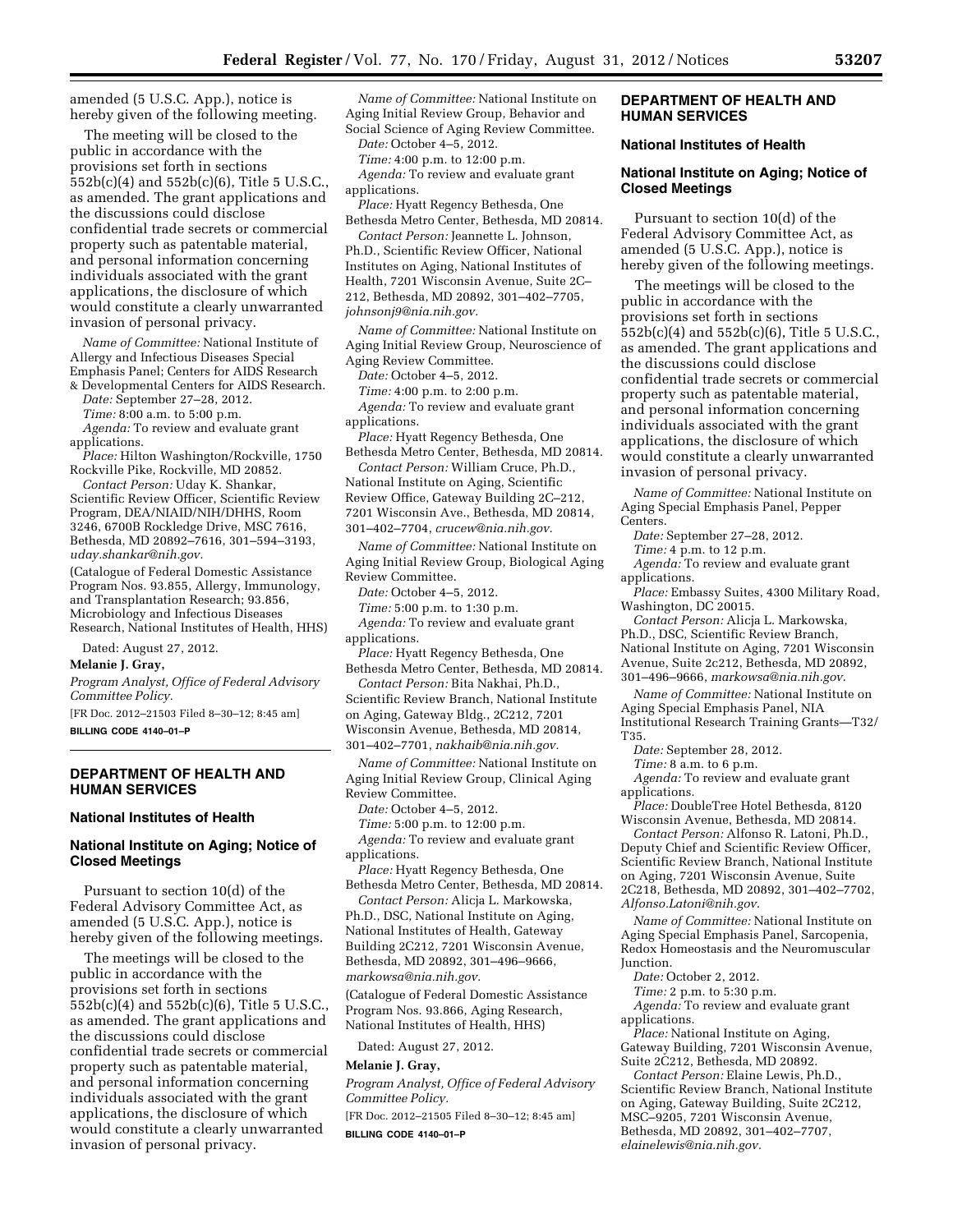amended (5 U.S.C. App.), notice is hereby given of the following meeting.

The meeting will be closed to the public in accordance with the provisions set forth in sections 552b(c)(4) and 552b(c)(6), Title 5 U.S.C., as amended. The grant applications and the discussions could disclose confidential trade secrets or commercial property such as patentable material, and personal information concerning individuals associated with the grant applications, the disclosure of which would constitute a clearly unwarranted invasion of personal privacy.

*Name of Committee:* National Institute of Allergy and Infectious Diseases Special Emphasis Panel; Centers for AIDS Research & Developmental Centers for AIDS Research.

*Date:* September 27–28, 2012.

*Time:* 8:00 a.m. to 5:00 p.m.

*Agenda:* To review and evaluate grant applications.

*Place:* Hilton Washington/Rockville, 1750 Rockville Pike, Rockville, MD 20852.

*Contact Person:* Uday K. Shankar, Scientific Review Officer, Scientific Review Program, DEA/NIAID/NIH/DHHS, Room 3246, 6700B Rockledge Drive, MSC 7616, Bethesda, MD 20892–7616, 301–594–3193, *uday.shankar@nih.gov.*

(Catalogue of Federal Domestic Assistance Program Nos. 93.855, Allergy, Immunology, and Transplantation Research; 93.856, Microbiology and Infectious Diseases Research, National Institutes of Health, HHS)

Dated: August 27, 2012.

**Melanie J. Gray,**

*Program Analyst, Office of Federal Advisory Committee Policy.*

[FR Doc. 2012–21503 Filed 8–30–12; 8:45 am]

**BILLING CODE 4140–01–P**

## DEPARTMENT OF HEALTH AND HUMAN SERVICES

### National Institutes of Health

### National Institute on Aging; Notice of Closed Meetings

Pursuant to section 10(d) of the Federal Advisory Committee Act, as amended (5 U.S.C. App.), notice is hereby given of the following meetings.

The meetings will be closed to the public in accordance with the provisions set forth in sections 552b(c)(4) and 552b(c)(6), Title 5 U.S.C., as amended. The grant applications and the discussions could disclose confidential trade secrets or commercial property such as patentable material, and personal information concerning individuals associated with the grant applications, the disclosure of which would constitute a clearly unwarranted invasion of personal privacy.

*Name of Committee:* National Institute on Aging Initial Review Group, Behavior and Social Science of Aging Review Committee.

*Date:* October 4–5, 2012.

*Time:* 4:00 p.m. to 12:00 p.m.

*Agenda:* To review and evaluate grant applications.

*Place:* Hyatt Regency Bethesda, One Bethesda Metro Center, Bethesda, MD 20814.

*Contact Person:* Jeannette L. Johnson, Ph.D., Scientific Review Officer, National Institutes on Aging, National Institutes of Health, 7201 Wisconsin Avenue, Suite 2C–212, Bethesda, MD 20892, 301–402–7705, *johnsonj9@nia.nih.gov.*

*Name of Committee:* National Institute on Aging Initial Review Group, Neuroscience of Aging Review Committee.

*Date:* October 4–5, 2012.

*Time:* 4:00 p.m. to 2:00 p.m.

*Agenda:* To review and evaluate grant applications.

*Place:* Hyatt Regency Bethesda, One Bethesda Metro Center, Bethesda, MD 20814.

*Contact Person:* William Cruce, Ph.D., National Institute on Aging, Scientific Review Office, Gateway Building 2C–212, 7201 Wisconsin Ave., Bethesda, MD 20814, 301–402–7704, *crucew@nia.nih.gov.*

*Name of Committee:* National Institute on Aging Initial Review Group, Biological Aging Review Committee.

*Date:* October 4–5, 2012.

*Time:* 5:00 p.m. to 1:30 p.m.

*Agenda:* To review and evaluate grant applications.

*Place:* Hyatt Regency Bethesda, One Bethesda Metro Center, Bethesda, MD 20814.

*Contact Person:* Bita Nakhai, Ph.D., Scientific Review Branch, National Institute on Aging, Gateway Bldg., 2C212, 7201 Wisconsin Avenue, Bethesda, MD 20814, 301–402–7701, *nakhaib@nia.nih.gov.*

*Name of Committee:* National Institute on Aging Initial Review Group, Clinical Aging Review Committee.

*Date:* October 4–5, 2012.

*Time:* 5:00 p.m. to 12:00 p.m.

*Agenda:* To review and evaluate grant applications.

*Place:* Hyatt Regency Bethesda, One Bethesda Metro Center, Bethesda, MD 20814.

*Contact Person:* Alicja L. Markowska, Ph.D., DSC, National Institute on Aging, National Institutes of Health, Gateway Building 2C212, 7201 Wisconsin Avenue, Bethesda, MD 20892, 301–496–9666, *markowsa@nia.nih.gov.*

(Catalogue of Federal Domestic Assistance Program Nos. 93.866, Aging Research, National Institutes of Health, HHS)

Dated: August 27, 2012.

**Melanie J. Gray,**

*Program Analyst, Office of Federal Advisory Committee Policy.*

[FR Doc. 2012–21505 Filed 8–30–12; 8:45 am]

**BILLING CODE 4140–01–P**

## DEPARTMENT OF HEALTH AND HUMAN SERVICES

### National Institutes of Health

### National Institute on Aging; Notice of Closed Meetings

Pursuant to section 10(d) of the Federal Advisory Committee Act, as amended (5 U.S.C. App.), notice is hereby given of the following meetings.

The meetings will be closed to the public in accordance with the provisions set forth in sections 552b(c)(4) and 552b(c)(6), Title 5 U.S.C., as amended. The grant applications and the discussions could disclose confidential trade secrets or commercial property such as patentable material, and personal information concerning individuals associated with the grant applications, the disclosure of which would constitute a clearly unwarranted invasion of personal privacy.

*Name of Committee:* National Institute on Aging Special Emphasis Panel, Pepper Centers.

*Date:* September 27–28, 2012.

*Time:* 4 p.m. to 12 p.m.

*Agenda:* To review and evaluate grant applications.

*Place:* Embassy Suites, 4300 Military Road, Washington, DC 20015.

*Contact Person:* Alicja L. Markowska, Ph.D., DSC, Scientific Review Branch, National Institute on Aging, 7201 Wisconsin Avenue, Suite 2c212, Bethesda, MD 20892, 301–496–9666, *markowsa@nia.nih.gov*.

*Name of Committee:* National Institute on Aging Special Emphasis Panel, NIA Institutional Research Training Grants—T32/T35.

*Date:* September 28, 2012.

*Time:* 8 a.m. to 6 p.m.

*Agenda:* To review and evaluate grant applications.

*Place:* DoubleTree Hotel Bethesda, 8120 Wisconsin Avenue, Bethesda, MD 20814.

*Contact Person:* Alfonso R. Latoni, Ph.D., Deputy Chief and Scientific Review Officer, Scientific Review Branch, National Institute on Aging, 7201 Wisconsin Avenue, Suite 2C218, Bethesda, MD 20892, 301–402–7702, *Alfonso.Latoni@nih.gov*.

*Name of Committee:* National Institute on Aging Special Emphasis Panel, Sarcopenia, Redox Homeostasis and the Neuromuscular Junction.

*Date:* October 2, 2012.

*Time:* 2 p.m. to 5:30 p.m.

*Agenda:* To review and evaluate grant applications.

*Place:* National Institute on Aging, Gateway Building, 7201 Wisconsin Avenue, Suite 2C212, Bethesda, MD 20892.

*Contact Person:* Elaine Lewis, Ph.D., Scientific Review Branch, National Institute on Aging, Gateway Building, Suite 2C212, MSC–9205, 7201 Wisconsin Avenue, Bethesda, MD 20892, 301–402–7707, *elainelewis@nia.nih.gov.*